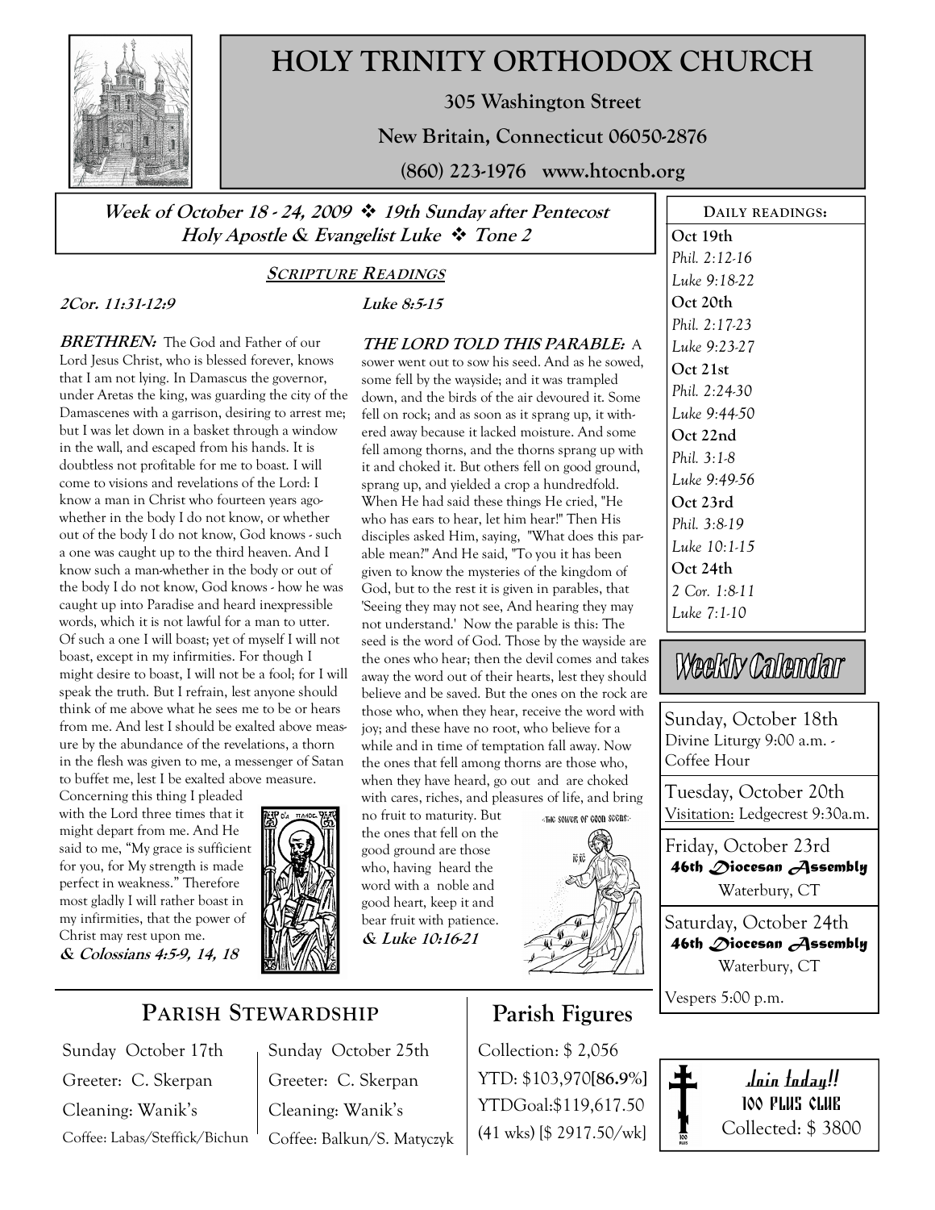# HOLY TRINITY ORTHODOX CHURCH

**305 Washington Street**

**New Britain, Connecticut 06050-2876**

**(860) 223-1976 www.htocnb.org**

***Week of October 18 - 24, 2009 ❖ 19th Sunday after Pentecost***
***Holy Apostle & Evangelist Luke ❖ Tone 2***

## SCRIPTURE READINGS

***2Cor. 11:31-12:9***

***BRETHREN:*** The God and Father of our Lord Jesus Christ, who is blessed forever, knows that I am not lying. In Damascus the governor, under Aretas the king, was guarding the city of the Damascenes with a garrison, desiring to arrest me; but I was let down in a basket through a window in the wall, and escaped from his hands. It is doubtless not profitable for me to boast. I will come to visions and revelations of the Lord: I know a man in Christ who fourteen years ago-whether in the body I do not know, or whether out of the body I do not know, God knows - such a one was caught up to the third heaven. And I know such a man-whether in the body or out of the body I do not know, God knows - how he was caught up into Paradise and heard inexpressible words, which it is not lawful for a man to utter. Of such a one I will boast; yet of myself I will not boast, except in my infirmities. For though I might desire to boast, I will not be a fool; for I will speak the truth. But I refrain, lest anyone should think of me above what he sees me to be or hears from me. And lest I should be exalted above measure by the abundance of the revelations, a thorn in the flesh was given to me, a messenger of Satan to buffet me, lest I be exalted above measure. Concerning this thing I pleaded with the Lord three times that it might depart from me. And He said to me, "My grace is sufficient for you, for My strength is made perfect in weakness." Therefore most gladly I will rather boast in my infirmities, that the power of Christ may rest upon me.
***& Colossians 4:5-9, 14, 18***

***Luke 8:5-15***

***THE LORD TOLD THIS PARABLE:*** A sower went out to sow his seed. And as he sowed, some fell by the wayside; and it was trampled down, and the birds of the air devoured it. Some fell on rock; and as soon as it sprang up, it withered away because it lacked moisture. And some fell among thorns, and the thorns sprang up with it and choked it. But others fell on good ground, sprang up, and yielded a crop a hundredfold. When He had said these things He cried, "He who has ears to hear, let him hear!" Then His disciples asked Him, saying, "What does this parable mean?" And He said, "To you it has been given to know the mysteries of the kingdom of God, but to the rest it is given in parables, that 'Seeing they may not see, And hearing they may not understand.' Now the parable is this: The seed is the word of God. Those by the wayside are the ones who hear; then the devil comes and takes away the word out of their hearts, lest they should believe and be saved. But the ones on the rock are those who, when they hear, receive the word with joy; and these have no root, who believe for a while and in time of temptation fall away. Now the ones that fell among thorns are those who, when they have heard, go out and are choked with cares, riches, and pleasures of life, and bring no fruit to maturity. But the ones that fell on the good ground are those who, having heard the word with a noble and good heart, keep it and bear fruit with patience.
***& Luke 10:16-21***

## DAILY READINGS:

**Oct 19th**
*Phil. 2:12-16*
*Luke 9:18-22*

**Oct 20th**
*Phil. 2:17-23*
*Luke 9:23-27*

**Oct 21st**
*Phil. 2:24-30*
*Luke 9:44-50*

**Oct 22nd**
*Phil. 3:1-8*
*Luke 9:49-56*

**Oct 23rd**
*Phil. 3:8-19*
*Luke 10:1-15*

**Oct 24th**
*2 Cor. 1:8-11*
*Luke 7:1-10*

## Weekly Calendar

**Sunday, October 18th**
Divine Liturgy 9:00 a.m. - Coffee Hour

**Tuesday, October 20th**
Visitation: Ledgecrest 9:30a.m.

**Friday, October 23rd**
**46th Diocesan Assembly**
Waterbury, CT

**Saturday, October 24th**
**46th Diocesan Assembly**
Waterbury, CT

Vespers 5:00 p.m.

## PARISH STEWARDSHIP

| Sunday October 17th | Sunday October 25th |
|---|---|
| Greeter: C. Skerpan | Greeter: C. Skerpan |
| Cleaning: Wanik's | Cleaning: Wanik's |
| Coffee: Labas/Steffick/Bichun | Coffee: Balkun/S. Matyczyk |

## Parish Figures

Collection: $ 2,056
YTD: $103,970[**86.9%**]
YTDGoal:$119,617.50
(41 wks) [$ 2917.50/wk]

**Join today!!**
**100 PLUS CLUB**
Collected: $ 3800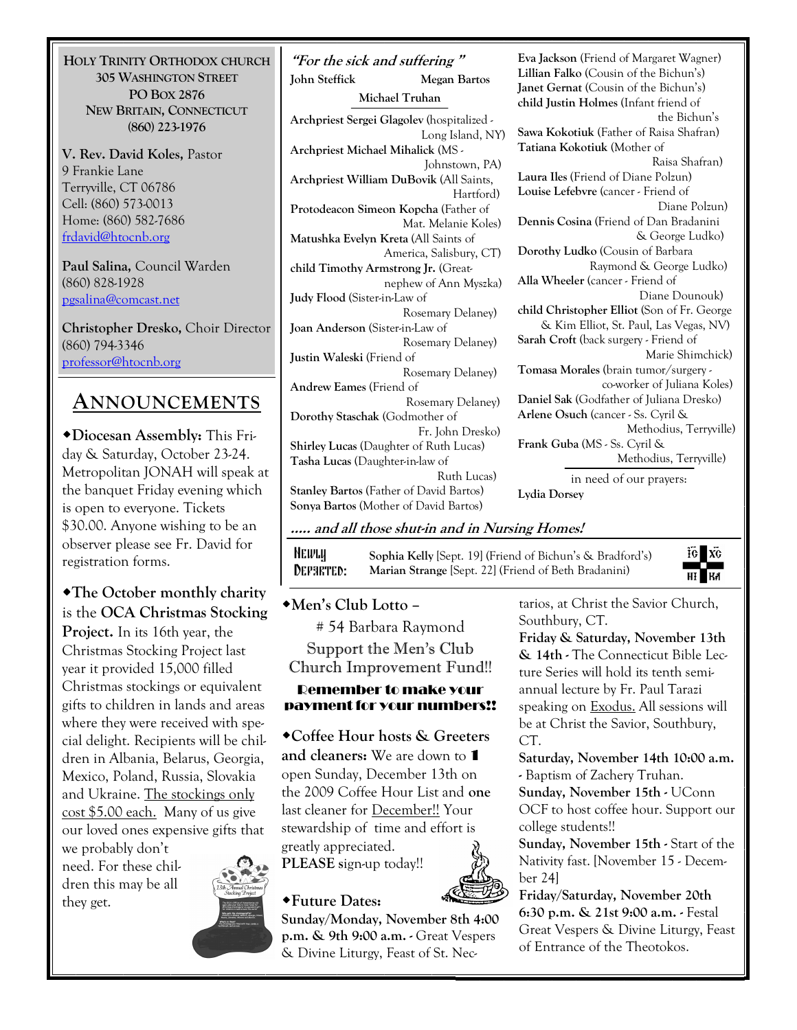**Holy Trinity Orthodox Church**
**305 Washington Street**
**PO Box 2876**
**New Britain, Connecticut**
**(860) 223-1976**

**V. Rev. David Koles,** Pastor
9 Frankie Lane
Terryville, CT 06786
Cell: (860) 573-0013
Home: (860) 582-7686
frdavid@htocnb.org

**Paul Salina,** Council Warden
(860) 828-1928
pgsalina@comcast.net

**Christopher Dresko,** Choir Director
(860) 794-3346
professor@htocnb.org

# Announcements

◆**Diocesan Assembly:** This Friday & Saturday, October 23-24. Metropolitan JONAH will speak at the banquet Friday evening which is open to everyone. Tickets $30.00. Anyone wishing to be an observer please see Fr. David for registration forms.

◆**The October monthly charity** is the **OCA Christmas Stocking Project.** In its 16th year, the Christmas Stocking Project last year it provided 15,000 filled Christmas stockings or equivalent gifts to children in lands and areas where they were received with special delight. Recipients will be children in Albania, Belarus, Georgia, Mexico, Poland, Russia, Slovakia and Ukraine. The stockings only cost $5.00 each. Many of us give our loved ones expensive gifts that we probably don't need. For these children this may be all they get.

***"For the sick and suffering"***

**John Steffick** **Megan Bartos**
**Michael Truhan**

**Archpriest Sergei Glagolev** (hospitalized - Long Island, NY)
**Archpriest Michael Mihalick** (MS - Johnstown, PA)
**Archpriest William DuBovik** (All Saints, Hartford)
**Protodeacon Simeon Kopcha** (Father of Mat. Melanie Koles)
**Matushka Evelyn Kreta** (All Saints of America, Salisbury, CT)
**child Timothy Armstrong Jr.** (Great-nephew of Ann Myszka)
**Judy Flood** (Sister-in-Law of Rosemary Delaney)
**Joan Anderson** (Sister-in-Law of Rosemary Delaney)
**Justin Waleski** (Friend of Rosemary Delaney)
**Andrew Eames** (Friend of Rosemary Delaney)
**Dorothy Staschak** (Godmother of Fr. John Dresko)
**Shirley Lucas** (Daughter of Ruth Lucas)
**Tasha Lucas** (Daughter-in-law of Ruth Lucas)
**Stanley Bartos** (Father of David Bartos)
**Sonya Bartos** (Mother of David Bartos)
**Eva Jackson** (Friend of Margaret Wagner)
**Lillian Falko** (Cousin of the Bichun's)
**Janet Gernat** (Cousin of the Bichun's)
**child Justin Holmes** (Infant friend of the Bichun's
**Sawa Kokotiuk** (Father of Raisa Shafran)
**Tatiana Kokotiuk** (Mother of Raisa Shafran)
**Laura Iles** (Friend of Diane Polzun)
**Louise Lefebvre** (cancer - Friend of Diane Polzun)
**Dennis Cosina** (Friend of Dan Bradanini & George Ludko)
**Dorothy Ludko** (Cousin of Barbara Raymond & George Ludko)
**Alla Wheeler** (cancer - Friend of Diane Dounouk)
**child Christopher Elliot** (Son of Fr. George & Kim Elliot, St. Paul, Las Vegas, NV)
**Sarah Croft** (back surgery - Friend of Marie Shimchick)
**Tomasa Morales** (brain tumor/surgery - co-worker of Juliana Koles)
**Daniel Sak** (Godfather of Juliana Dresko)
**Arlene Osuch** (cancer - Ss. Cyril & Methodius, Terryville)
**Frank Guba** (MS - Ss. Cyril & Methodius, Terryville)

in need of our prayers:
**Lydia Dorsey**

***..... and all those shut-in and in Nursing Homes!***

**Newly Departed:**
**Sophia Kelly** [Sept. 19] (Friend of Bichun's & Bradford's)
**Marian Strange** [Sept. 22] (Friend of Beth Bradanini)

◆**Men's Club Lotto –**

# 54 Barbara Raymond

Support the Men's Club Church Improvement Fund!!

**Remember to make your payment for your numbers!!**

◆**Coffee Hour hosts & Greeters and cleaners:** We are down to **1** open Sunday, December 13th on the 2009 Coffee Hour List and **one** last cleaner for December!! Your stewardship of time and effort is greatly appreciated.
**PLEASE** sign-up today!!

◆**Future Dates:**

**Sunday/Monday, November 8th 4:00 p.m. & 9th 9:00 a.m. -** Great Vespers & Divine Liturgy, Feast of St. Nectarios, at Christ the Savior Church, Southbury, CT.

**Friday & Saturday, November 13th & 14th -** The Connecticut Bible Lecture Series will hold its tenth semi-annual lecture by Fr. Paul Tarazi speaking on Exodus. All sessions will be at Christ the Savior, Southbury, CT.

**Saturday, November 14th 10:00 a.m. -** Baptism of Zachery Truhan.

**Sunday, November 15th -** UConn OCF to host coffee hour. Support our college students!!

**Sunday, November 15th -** Start of the Nativity fast. [November 15 - December 24]

**Friday/Saturday, November 20th 6:30 p.m. & 21st 9:00 a.m. -** Festal Great Vespers & Divine Liturgy, Feast of Entrance of the Theotokos.